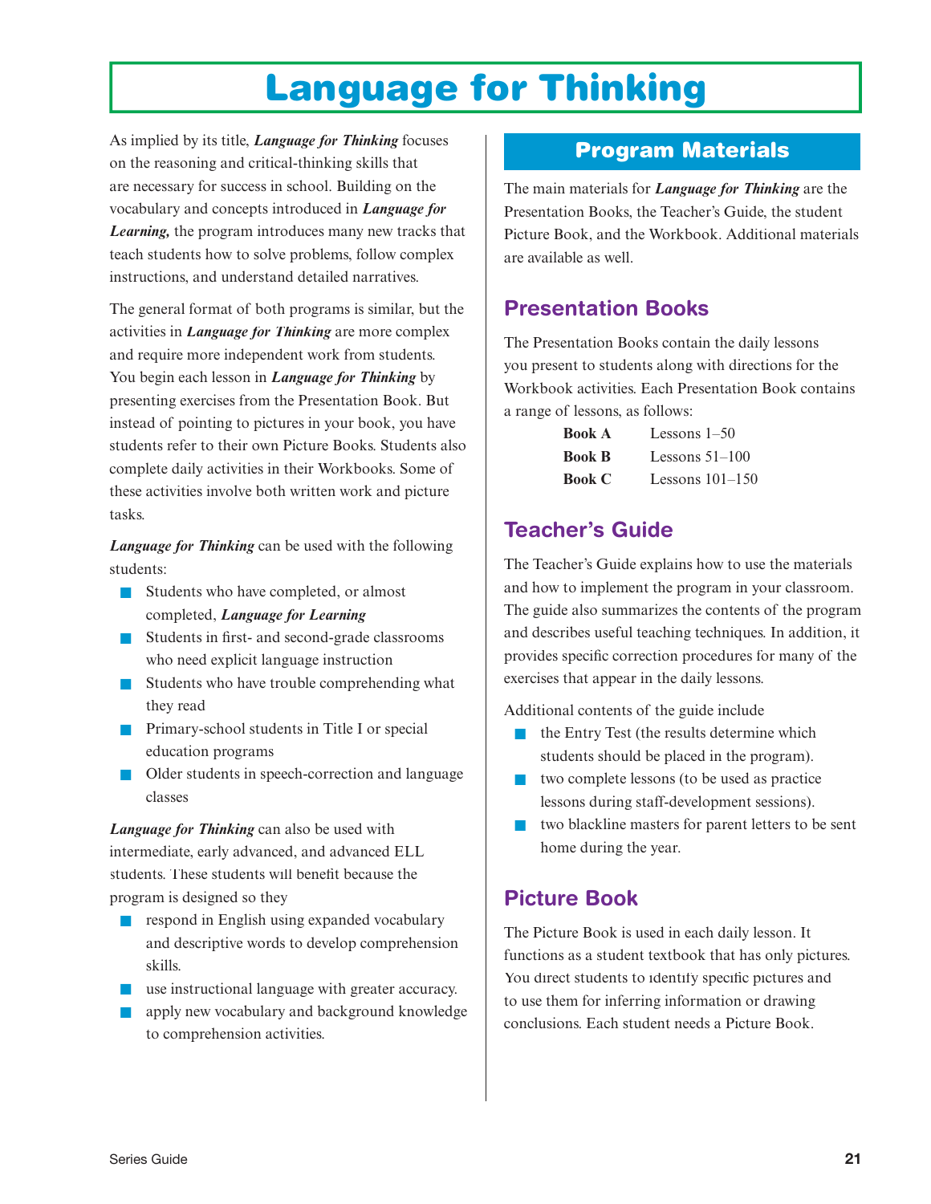# Language for Thinking

As implied by its title, ***Language for Thinking*** focuses on the reasoning and critical-thinking skills that are necessary for success in school. Building on the vocabulary and concepts introduced in ***Language for Learning,*** the program introduces many new tracks that teach students how to solve problems, follow complex instructions, and understand detailed narratives.

The general format of both programs is similar, but the activities in ***Language for Thinking*** are more complex and require more independent work from students. You begin each lesson in ***Language for Thinking*** by presenting exercises from the Presentation Book. But instead of pointing to pictures in your book, you have students refer to their own Picture Books. Students also complete daily activities in their Workbooks. Some of these activities involve both written work and picture tasks.

***Language for Thinking*** can be used with the following students:

- Students who have completed, or almost completed, ***Language for Learning***
- Students in first- and second-grade classrooms who need explicit language instruction
- Students who have trouble comprehending what they read
- Primary-school students in Title I or special education programs
- Older students in speech-correction and language classes

***Language for Thinking*** can also be used with intermediate, early advanced, and advanced ELL students. These students will benefit because the program is designed so they

- respond in English using expanded vocabulary and descriptive words to develop comprehension skills.
- use instructional language with greater accuracy.
- apply new vocabulary and background knowledge to comprehension activities.

## Program Materials

The main materials for ***Language for Thinking*** are the Presentation Books, the Teacher's Guide, the student Picture Book, and the Workbook. Additional materials are available as well.

### Presentation Books

The Presentation Books contain the daily lessons you present to students along with directions for the Workbook activities. Each Presentation Book contains a range of lessons, as follows:

| | |
|---|---|
| **Book A** | Lessons 1–50 |
| **Book B** | Lessons 51–100 |
| **Book C** | Lessons 101–150 |

### Teacher's Guide

The Teacher's Guide explains how to use the materials and how to implement the program in your classroom. The guide also summarizes the contents of the program and describes useful teaching techniques. In addition, it provides specific correction procedures for many of the exercises that appear in the daily lessons.

Additional contents of the guide include

- the Entry Test (the results determine which students should be placed in the program).
- two complete lessons (to be used as practice lessons during staff-development sessions).
- two blackline masters for parent letters to be sent home during the year.

### Picture Book

The Picture Book is used in each daily lesson. It functions as a student textbook that has only pictures. You direct students to identify specific pictures and to use them for inferring information or drawing conclusions. Each student needs a Picture Book.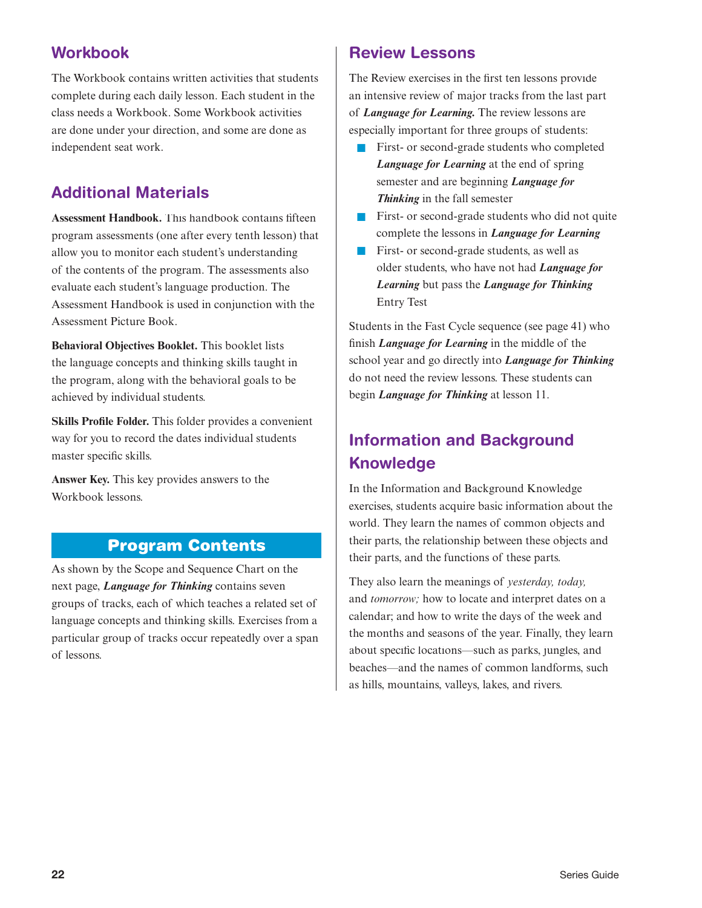## Workbook

The Workbook contains written activities that students complete during each daily lesson. Each student in the class needs a Workbook. Some Workbook activities are done under your direction, and some are done as independent seat work.

## Additional Materials

**Assessment Handbook.** This handbook contains fifteen program assessments (one after every tenth lesson) that allow you to monitor each student's understanding of the contents of the program. The assessments also evaluate each student's language production. The Assessment Handbook is used in conjunction with the Assessment Picture Book.

**Behavioral Objectives Booklet.** This booklet lists the language concepts and thinking skills taught in the program, along with the behavioral goals to be achieved by individual students.

**Skills Profile Folder.** This folder provides a convenient way for you to record the dates individual students master specific skills.

**Answer Key.** This key provides answers to the Workbook lessons.

## Program Contents

As shown by the Scope and Sequence Chart on the next page, ***Language for Thinking*** contains seven groups of tracks, each of which teaches a related set of language concepts and thinking skills. Exercises from a particular group of tracks occur repeatedly over a span of lessons.

## Review Lessons

The Review exercises in the first ten lessons provide an intensive review of major tracks from the last part of ***Language for Learning.*** The review lessons are especially important for three groups of students:

- First- or second-grade students who completed ***Language for Learning*** at the end of spring semester and are beginning ***Language for Thinking*** in the fall semester
- First- or second-grade students who did not quite complete the lessons in ***Language for Learning***
- First- or second-grade students, as well as older students, who have not had ***Language for Learning*** but pass the ***Language for Thinking*** Entry Test

Students in the Fast Cycle sequence (see page 41) who finish ***Language for Learning*** in the middle of the school year and go directly into ***Language for Thinking*** do not need the review lessons. These students can begin ***Language for Thinking*** at lesson 11.

## Information and Background Knowledge

In the Information and Background Knowledge exercises, students acquire basic information about the world. They learn the names of common objects and their parts, the relationship between these objects and their parts, and the functions of these parts.

They also learn the meanings of *yesterday, today,* and *tomorrow;* how to locate and interpret dates on a calendar; and how to write the days of the week and the months and seasons of the year. Finally, they learn about specific locations—such as parks, jungles, and beaches—and the names of common landforms, such as hills, mountains, valleys, lakes, and rivers.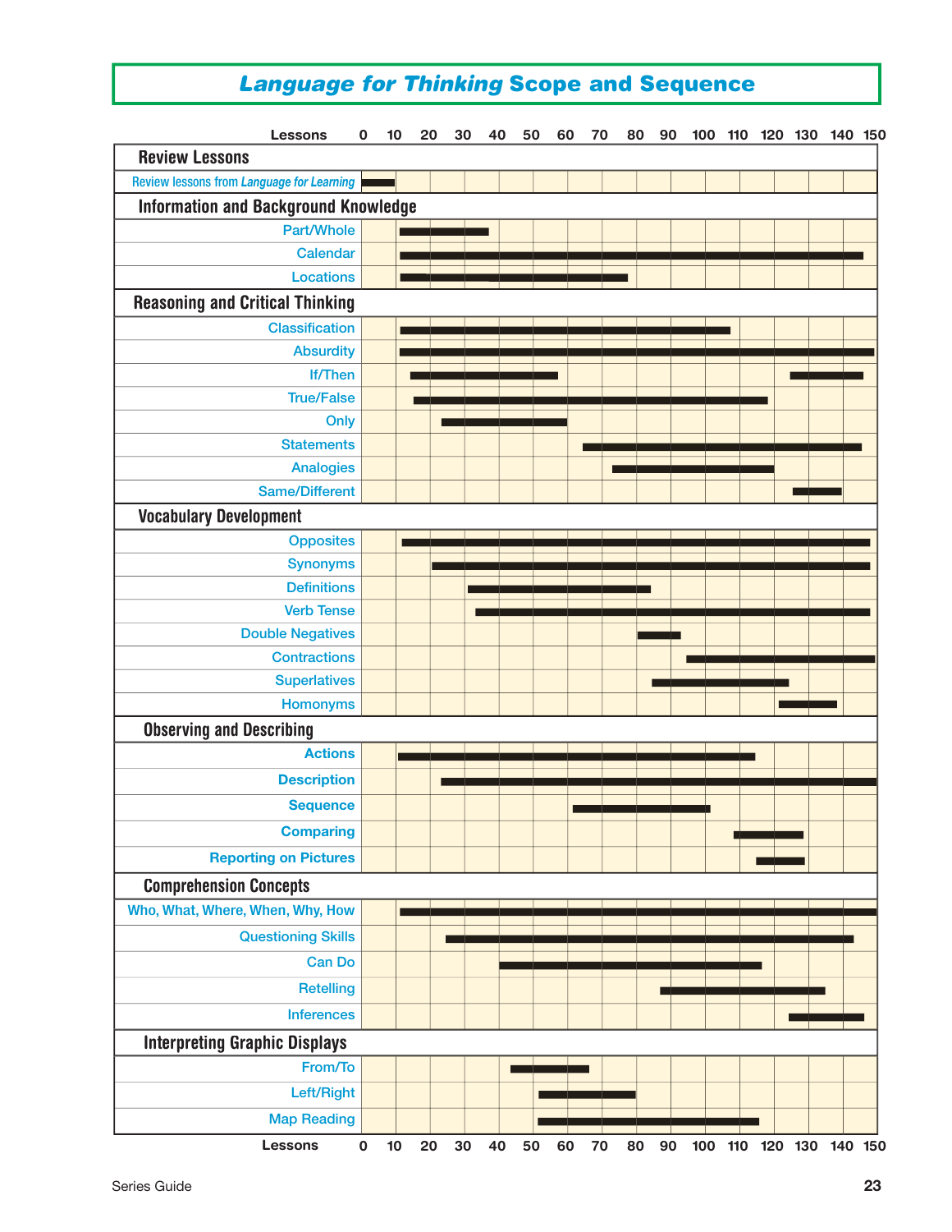# *Language for Thinking* Scope and Sequence

| Skill | Approximate Lessons |
|---|---|
| **Review Lessons** | |
| Review lessons from *Language for Learning* | 0–10 |
| **Information and Background Knowledge** | |
| Part/Whole | 11–37 |
| Calendar | 11–147 |
| Locations | 11–78 |
| **Reasoning and Critical Thinking** | |
| Classification | 11–108 |
| Absurdity | 11–150 |
| If/Then | 14–57; 126–147 |
| True/False | 15–119 |
| Only | 23–60 |
| Statements | 65–146 |
| Analogies | 73–121 |
| Same/Different | 127–141 |
| **Vocabulary Development** | |
| Opposites | 12–149 |
| Synonyms | 20–149 |
| Definitions | 31–85 |
| Verb Tense | 33–149 |
| Double Negatives | 81–93 |
| Contractions | 95–150 |
| Superlatives | 85–125 |
| Homonyms | 122–139 |
| **Observing and Describing** | |
| Actions | 11–116 |
| Description | 23–150 |
| Sequence | 62–102 |
| Comparing | 109–130 |
| Reporting on Pictures | 116–130 |
| **Comprehension Concepts** | |
| Who, What, Where, When, Why, How | 11–150 |
| Questioning Skills | 25–144 |
| Can Do | 40–117 |
| Retelling | 87–136 |
| Inferences | 125–147 |
| **Interpreting Graphic Displays** | |
| From/To | 44–67 |
| Left/Right | 52–80 |
| Map Reading | 52–117 |

Series Guide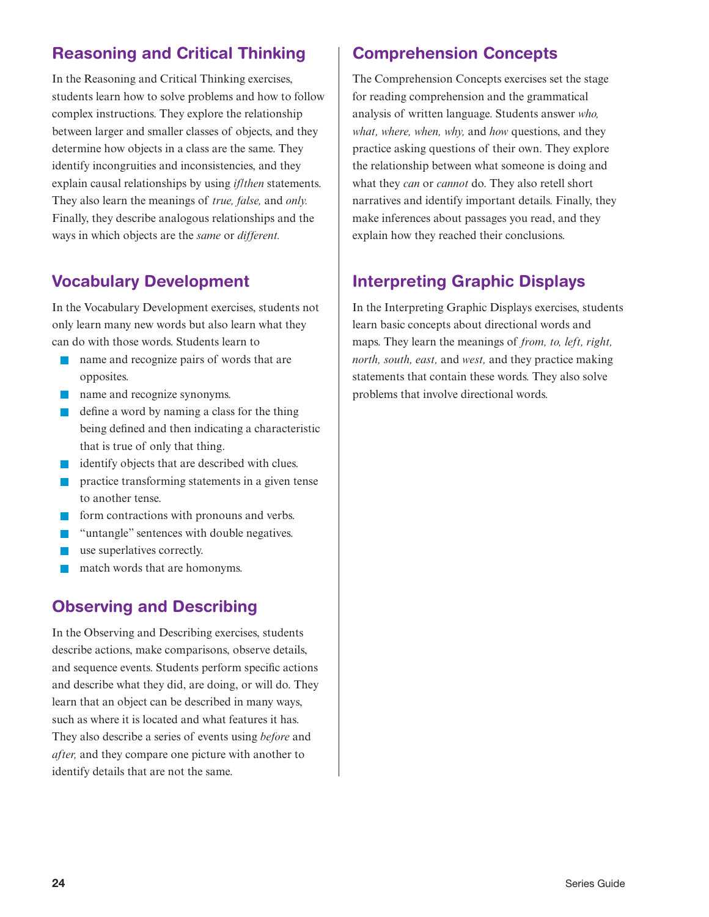## Reasoning and Critical Thinking

In the Reasoning and Critical Thinking exercises, students learn how to solve problems and how to follow complex instructions. They explore the relationship between larger and smaller classes of objects, and they determine how objects in a class are the same. They identify incongruities and inconsistencies, and they explain causal relationships by using *if/then* statements. They also learn the meanings of *true, false,* and *only.* Finally, they describe analogous relationships and the ways in which objects are the *same* or *different.*

## Vocabulary Development

In the Vocabulary Development exercises, students not only learn many new words but also learn what they can do with those words. Students learn to

- name and recognize pairs of words that are opposites.
- name and recognize synonyms.
- define a word by naming a class for the thing being defined and then indicating a characteristic that is true of only that thing.
- identify objects that are described with clues.
- practice transforming statements in a given tense to another tense.
- form contractions with pronouns and verbs.
- "untangle" sentences with double negatives.
- use superlatives correctly.
- match words that are homonyms.

## Observing and Describing

In the Observing and Describing exercises, students describe actions, make comparisons, observe details, and sequence events. Students perform specific actions and describe what they did, are doing, or will do. They learn that an object can be described in many ways, such as where it is located and what features it has. They also describe a series of events using *before* and *after,* and they compare one picture with another to identify details that are not the same.

## Comprehension Concepts

The Comprehension Concepts exercises set the stage for reading comprehension and the grammatical analysis of written language. Students answer *who, what, where, when, why,* and *how* questions, and they practice asking questions of their own. They explore the relationship between what someone is doing and what they *can* or *cannot* do. They also retell short narratives and identify important details. Finally, they make inferences about passages you read, and they explain how they reached their conclusions.

## Interpreting Graphic Displays

In the Interpreting Graphic Displays exercises, students learn basic concepts about directional words and maps. They learn the meanings of *from, to, left, right, north, south, east,* and *west,* and they practice making statements that contain these words. They also solve problems that involve directional words.